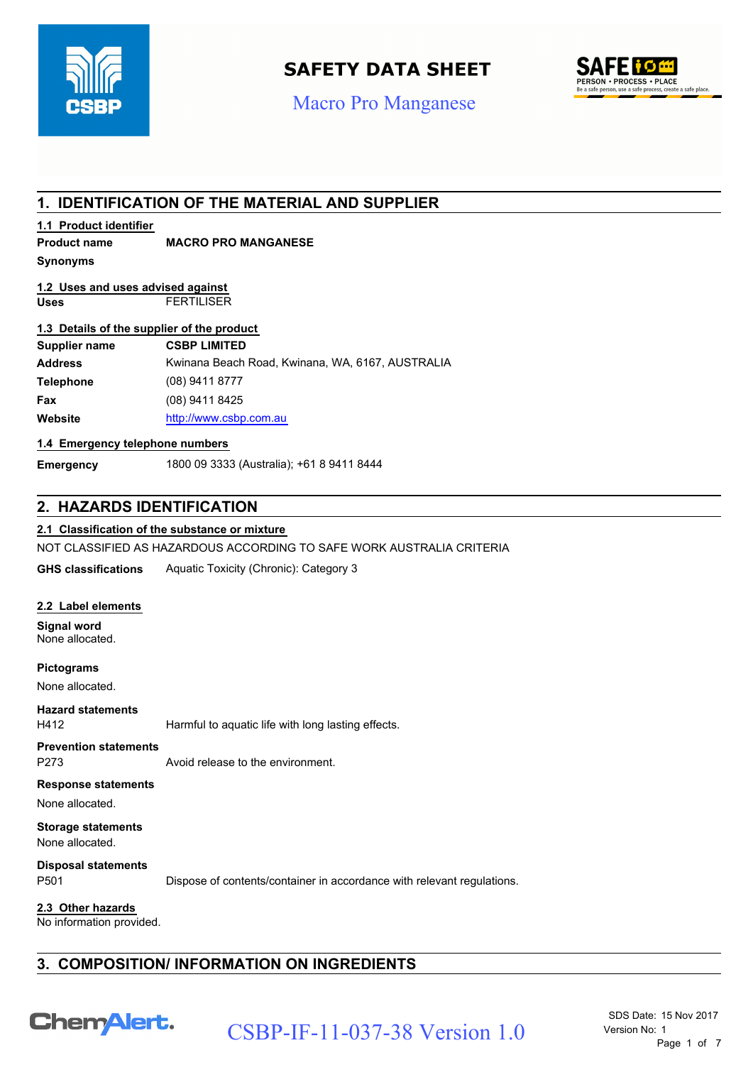# SAFETY DATA SHEET

Macro Pro Manganese

## 1. IDENTIFICATION OF THE MATERIAL AND SUPPLIER

### 1.1 Product identifier

**Product name** **MACRO PRO MANGANESE**

**Synonyms**

### 1.2 Uses and uses advised against

**Uses** FERTILISER

### 1.3 Details of the supplier of the product

**Supplier name** **CSBP LIMITED**

**Address** Kwinana Beach Road, Kwinana, WA, 6167, AUSTRALIA

**Telephone** (08) 9411 8777

**Fax** (08) 9411 8425

**Website** http://www.csbp.com.au

### 1.4 Emergency telephone numbers

**Emergency** 1800 09 3333 (Australia); +61 8 9411 8444

## 2. HAZARDS IDENTIFICATION

### 2.1 Classification of the substance or mixture

NOT CLASSIFIED AS HAZARDOUS ACCORDING TO SAFE WORK AUSTRALIA CRITERIA

**GHS classifications** Aquatic Toxicity (Chronic): Category 3

### 2.2 Label elements

**Signal word**
None allocated.

**Pictograms**
None allocated.

**Hazard statements**
H412 Harmful to aquatic life with long lasting effects.

**Prevention statements**
P273 Avoid release to the environment.

**Response statements**
None allocated.

**Storage statements**
None allocated.

**Disposal statements**
P501 Dispose of contents/container in accordance with relevant regulations.

### 2.3 Other hazards

No information provided.

## 3. COMPOSITION/ INFORMATION ON INGREDIENTS

CSBP-IF-11-037-38 Version 1.0

SDS Date: 15 Nov 2017
Version No: 1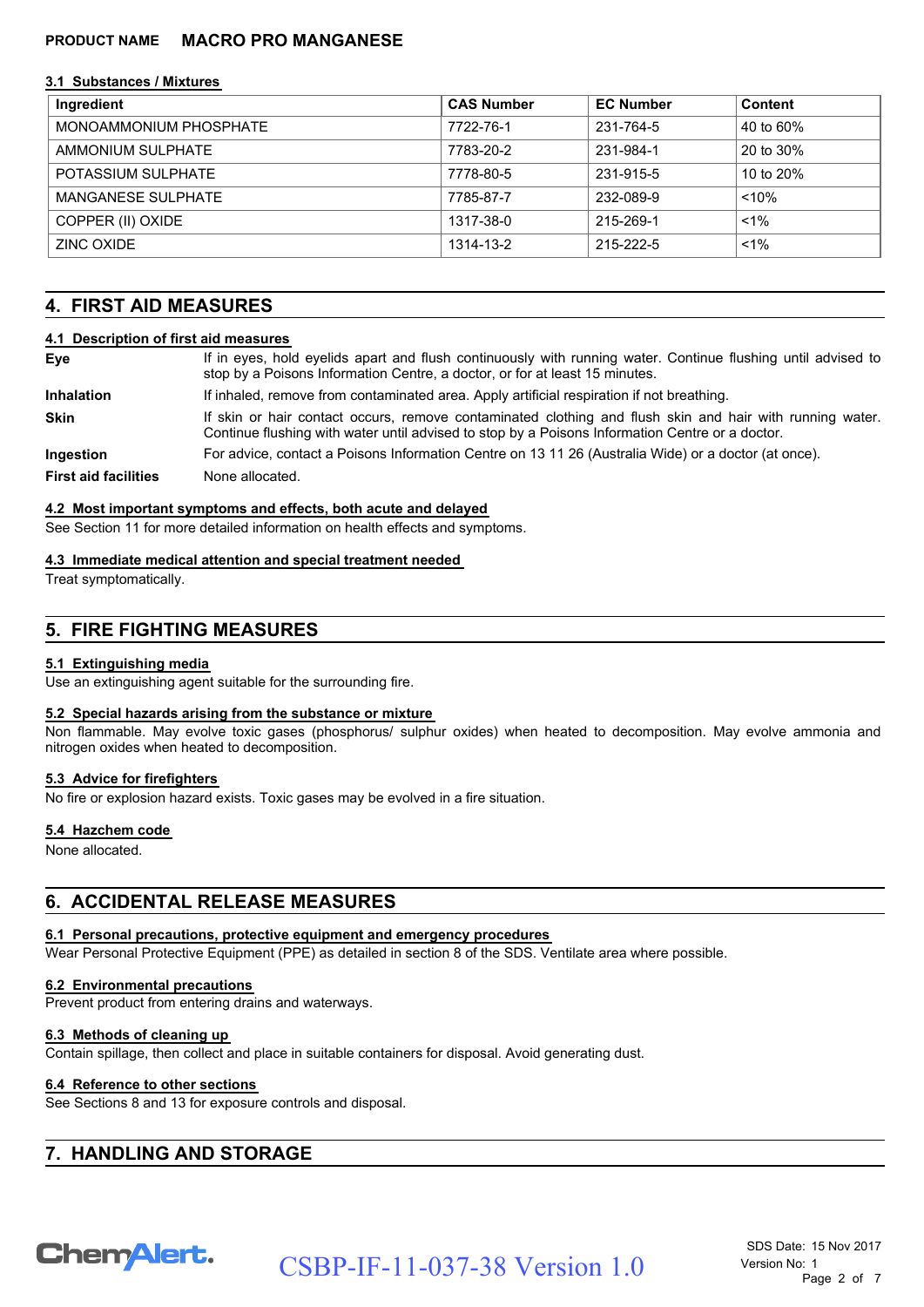**PRODUCT NAME** **MACRO PRO MANGANESE**

### 3.1 Substances / Mixtures

| Ingredient | CAS Number | EC Number | Content |
|---|---|---|---|
| MONOAMMONIUM PHOSPHATE | 7722-76-1 | 231-764-5 | 40 to 60% |
| AMMONIUM SULPHATE | 7783-20-2 | 231-984-1 | 20 to 30% |
| POTASSIUM SULPHATE | 7778-80-5 | 231-915-5 | 10 to 20% |
| MANGANESE SULPHATE | 7785-87-7 | 232-089-9 | <10% |
| COPPER (II) OXIDE | 1317-38-0 | 215-269-1 | <1% |
| ZINC OXIDE | 1314-13-2 | 215-222-5 | <1% |

## 4. FIRST AID MEASURES

### 4.1 Description of first aid measures

**Eye** If in eyes, hold eyelids apart and flush continuously with running water. Continue flushing until advised to stop by a Poisons Information Centre, a doctor, or for at least 15 minutes.

**Inhalation** If inhaled, remove from contaminated area. Apply artificial respiration if not breathing.

**Skin** If skin or hair contact occurs, remove contaminated clothing and flush skin and hair with running water. Continue flushing with water until advised to stop by a Poisons Information Centre or a doctor.

**Ingestion** For advice, contact a Poisons Information Centre on 13 11 26 (Australia Wide) or a doctor (at once).

**First aid facilities** None allocated.

### 4.2 Most important symptoms and effects, both acute and delayed

See Section 11 for more detailed information on health effects and symptoms.

### 4.3 Immediate medical attention and special treatment needed

Treat symptomatically.

## 5. FIRE FIGHTING MEASURES

### 5.1 Extinguishing media

Use an extinguishing agent suitable for the surrounding fire.

### 5.2 Special hazards arising from the substance or mixture

Non flammable. May evolve toxic gases (phosphorus/ sulphur oxides) when heated to decomposition. May evolve ammonia and nitrogen oxides when heated to decomposition.

### 5.3 Advice for firefighters

No fire or explosion hazard exists. Toxic gases may be evolved in a fire situation.

### 5.4 Hazchem code

None allocated.

## 6. ACCIDENTAL RELEASE MEASURES

### 6.1 Personal precautions, protective equipment and emergency procedures

Wear Personal Protective Equipment (PPE) as detailed in section 8 of the SDS. Ventilate area where possible.

### 6.2 Environmental precautions

Prevent product from entering drains and waterways.

### 6.3 Methods of cleaning up

Contain spillage, then collect and place in suitable containers for disposal. Avoid generating dust.

### 6.4 Reference to other sections

See Sections 8 and 13 for exposure controls and disposal.

## 7. HANDLING AND STORAGE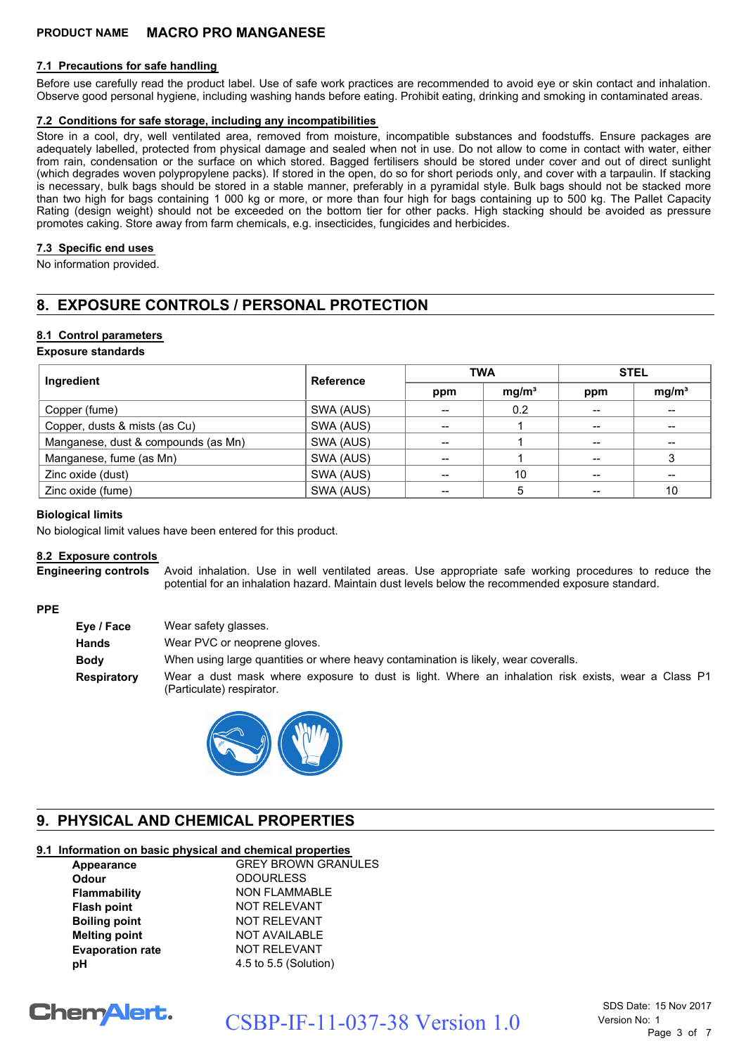**PRODUCT NAME** **MACRO PRO MANGANESE**

### 7.1 Precautions for safe handling

Before use carefully read the product label. Use of safe work practices are recommended to avoid eye or skin contact and inhalation. Observe good personal hygiene, including washing hands before eating. Prohibit eating, drinking and smoking in contaminated areas.

### 7.2 Conditions for safe storage, including any incompatibilities

Store in a cool, dry, well ventilated area, removed from moisture, incompatible substances and foodstuffs. Ensure packages are adequately labelled, protected from physical damage and sealed when not in use. Do not allow to come in contact with water, either from rain, condensation or the surface on which stored. Bagged fertilisers should be stored under cover and out of direct sunlight (which degrades woven polypropylene packs). If stored in the open, do so for short periods only, and cover with a tarpaulin. If stacking is necessary, bulk bags should be stored in a stable manner, preferably in a pyramidal style. Bulk bags should not be stacked more than two high for bags containing 1 000 kg or more, or more than four high for bags containing up to 500 kg. The Pallet Capacity Rating (design weight) should not be exceeded on the bottom tier for other packs. High stacking should be avoided as pressure promotes caking. Store away from farm chemicals, e.g. insecticides, fungicides and herbicides.

### 7.3 Specific end uses

No information provided.

## 8. EXPOSURE CONTROLS / PERSONAL PROTECTION

### 8.1 Control parameters

**Exposure standards**

| Ingredient | Reference | TWA | | STEL | |
|---|---|---|---|---|---|
| | | ppm | mg/m³ | ppm | mg/m³ |
| Copper (fume) | SWA (AUS) | -- | 0.2 | -- | -- |
| Copper, dusts & mists (as Cu) | SWA (AUS) | -- | 1 | -- | -- |
| Manganese, dust & compounds (as Mn) | SWA (AUS) | -- | 1 | -- | -- |
| Manganese, fume (as Mn) | SWA (AUS) | -- | 1 | -- | 3 |
| Zinc oxide (dust) | SWA (AUS) | -- | 10 | -- | -- |
| Zinc oxide (fume) | SWA (AUS) | -- | 5 | -- | 10 |

**Biological limits**

No biological limit values have been entered for this product.

### 8.2 Exposure controls

**Engineering controls** Avoid inhalation. Use in well ventilated areas. Use appropriate safe working procedures to reduce the potential for an inhalation hazard. Maintain dust levels below the recommended exposure standard.

**PPE**

- **Eye / Face** Wear safety glasses.
- **Hands** Wear PVC or neoprene gloves.
- **Body** When using large quantities or where heavy contamination is likely, wear coveralls.
- **Respiratory** Wear a dust mask where exposure to dust is light. Where an inhalation risk exists, wear a Class P1 (Particulate) respirator.

## 9. PHYSICAL AND CHEMICAL PROPERTIES

### 9.1 Information on basic physical and chemical properties

| | |
|---|---|
| **Appearance** | GREY BROWN GRANULES |
| **Odour** | ODOURLESS |
| **Flammability** | NON FLAMMABLE |
| **Flash point** | NOT RELEVANT |
| **Boiling point** | NOT RELEVANT |
| **Melting point** | NOT AVAILABLE |
| **Evaporation rate** | NOT RELEVANT |
| **pH** | 4.5 to 5.5 (Solution) |

CSBP-IF-11-037-38 Version 1.0

SDS Date: 15 Nov 2017
Version No: 1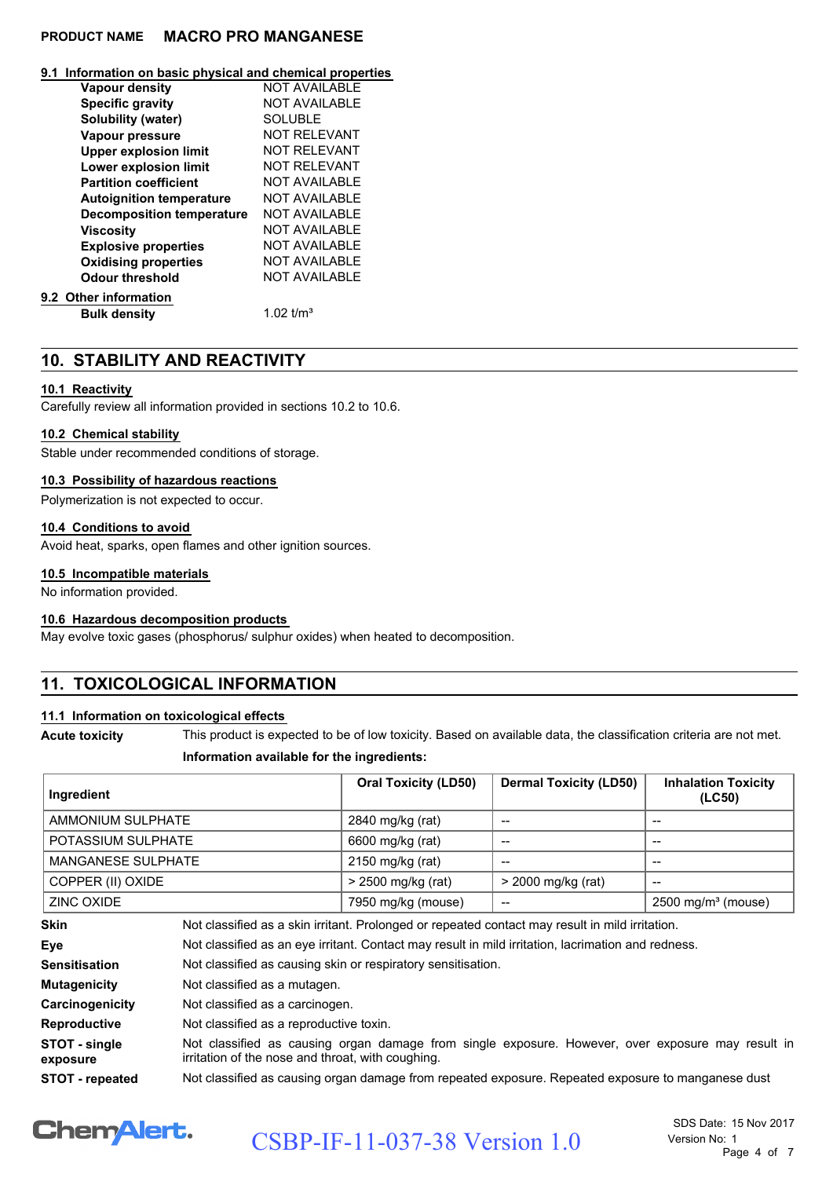## 9.1 Information on basic physical and chemical properties

| Property | Value |
|---|---|
| **Vapour density** | NOT AVAILABLE |
| **Specific gravity** | NOT AVAILABLE |
| **Solubility (water)** | SOLUBLE |
| **Vapour pressure** | NOT RELEVANT |
| **Upper explosion limit** | NOT RELEVANT |
| **Lower explosion limit** | NOT RELEVANT |
| **Partition coefficient** | NOT AVAILABLE |
| **Autoignition temperature** | NOT AVAILABLE |
| **Decomposition temperature** | NOT AVAILABLE |
| **Viscosity** | NOT AVAILABLE |
| **Explosive properties** | NOT AVAILABLE |
| **Oxidising properties** | NOT AVAILABLE |
| **Odour threshold** | NOT AVAILABLE |

## 9.2 Other information

| Property | Value |
|---|---|
| **Bulk density** | 1.02 t/m³ |

# 10. STABILITY AND REACTIVITY

## 10.1 Reactivity

Carefully review all information provided in sections 10.2 to 10.6.

## 10.2 Chemical stability

Stable under recommended conditions of storage.

## 10.3 Possibility of hazardous reactions

Polymerization is not expected to occur.

## 10.4 Conditions to avoid

Avoid heat, sparks, open flames and other ignition sources.

## 10.5 Incompatible materials

No information provided.

## 10.6 Hazardous decomposition products

May evolve toxic gases (phosphorus/ sulphur oxides) when heated to decomposition.

# 11. TOXICOLOGICAL INFORMATION

## 11.1 Information on toxicological effects

**Acute toxicity** This product is expected to be of low toxicity. Based on available data, the classification criteria are not met.

**Information available for the ingredients:**

| Ingredient | Oral Toxicity (LD50) | Dermal Toxicity (LD50) | Inhalation Toxicity (LC50) |
|---|---|---|---|
| AMMONIUM SULPHATE | 2840 mg/kg (rat) | -- | -- |
| POTASSIUM SULPHATE | 6600 mg/kg (rat) | -- | -- |
| MANGANESE SULPHATE | 2150 mg/kg (rat) | -- | -- |
| COPPER (II) OXIDE | > 2500 mg/kg (rat) | > 2000 mg/kg (rat) | -- |
| ZINC OXIDE | 7950 mg/kg (mouse) | -- | 2500 mg/m³ (mouse) |

**Skin** Not classified as a skin irritant. Prolonged or repeated contact may result in mild irritation.

**Eye** Not classified as an eye irritant. Contact may result in mild irritation, lacrimation and redness.

**Sensitisation** Not classified as causing skin or respiratory sensitisation.

**Mutagenicity** Not classified as a mutagen.

**Carcinogenicity** Not classified as a carcinogen.

**Reproductive** Not classified as a reproductive toxin.

**STOT - single exposure** Not classified as causing organ damage from single exposure. However, over exposure may result in irritation of the nose and throat, with coughing.

**STOT - repeated** Not classified as causing organ damage from repeated exposure. Repeated exposure to manganese dust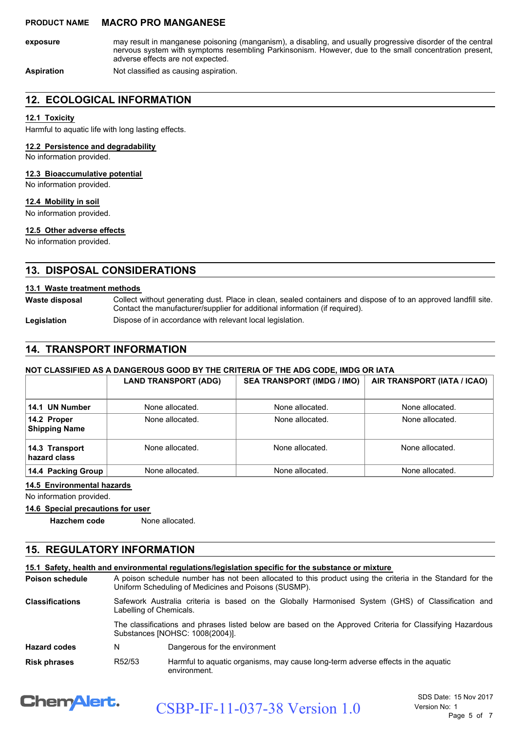| | |
|---|---|
| **exposure** | may result in manganese poisoning (manganism), a disabling, and usually progressive disorder of the central nervous system with symptoms resembling Parkinsonism. However, due to the small concentration present, adverse effects are not expected. |
| **Aspiration** | Not classified as causing aspiration. |

## 12. ECOLOGICAL INFORMATION

### 12.1 Toxicity

Harmful to aquatic life with long lasting effects.

### 12.2 Persistence and degradability

No information provided.

### 12.3 Bioaccumulative potential

No information provided.

### 12.4 Mobility in soil

No information provided.

### 12.5 Other adverse effects

No information provided.

## 13. DISPOSAL CONSIDERATIONS

### 13.1 Waste treatment methods

| | |
|---|---|
| **Waste disposal** | Collect without generating dust. Place in clean, sealed containers and dispose of to an approved landfill site. Contact the manufacturer/supplier for additional information (if required). |
| **Legislation** | Dispose of in accordance with relevant local legislation. |

## 14. TRANSPORT INFORMATION

**NOT CLASSIFIED AS A DANGEROUS GOOD BY THE CRITERIA OF THE ADG CODE, IMDG OR IATA**

| | LAND TRANSPORT (ADG) | SEA TRANSPORT (IMDG / IMO) | AIR TRANSPORT (IATA / ICAO) |
|---|---|---|---|
| **14.1 UN Number** | None allocated. | None allocated. | None allocated. |
| **14.2 Proper Shipping Name** | None allocated. | None allocated. | None allocated. |
| **14.3 Transport hazard class** | None allocated. | None allocated. | None allocated. |
| **14.4 Packing Group** | None allocated. | None allocated. | None allocated. |

### 14.5 Environmental hazards

No information provided.

### 14.6 Special precautions for user

**Hazchem code** None allocated.

## 15. REGULATORY INFORMATION

### 15.1 Safety, health and environmental regulations/legislation specific for the substance or mixture

| | |
|---|---|
| **Poison schedule** | A poison schedule number has not been allocated to this product using the criteria in the Standard for the Uniform Scheduling of Medicines and Poisons (SUSMP). |
| **Classifications** | Safework Australia criteria is based on the Globally Harmonised System (GHS) of Classification and Labelling of Chemicals. |
| | The classifications and phrases listed below are based on the Approved Criteria for Classifying Hazardous Substances [NOHSC: 1008(2004)]. |

| | | |
|---|---|---|
| **Hazard codes** | N | Dangerous for the environment |
| **Risk phrases** | R52/53 | Harmful to aquatic organisms, may cause long-term adverse effects in the aquatic environment. |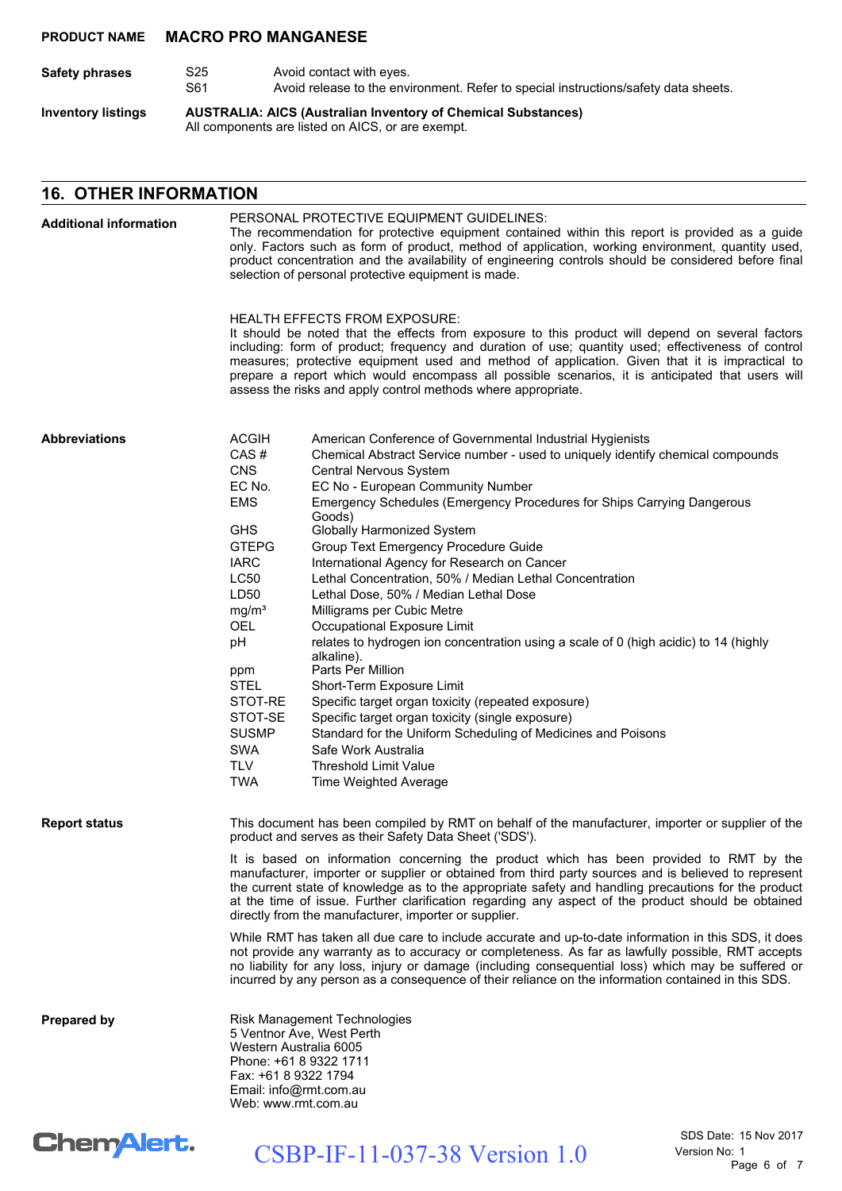**Safety phrases**

| | |
|---|---|
| S25 | Avoid contact with eyes. |
| S61 | Avoid release to the environment. Refer to special instructions/safety data sheets. |

**Inventory listings**

**AUSTRALIA: AICS (Australian Inventory of Chemical Substances)**
All components are listed on AICS, or are exempt.

## 16. OTHER INFORMATION

**Additional information**

PERSONAL PROTECTIVE EQUIPMENT GUIDELINES:
The recommendation for protective equipment contained within this report is provided as a guide only. Factors such as form of product, method of application, working environment, quantity used, product concentration and the availability of engineering controls should be considered before final selection of personal protective equipment is made.

HEALTH EFFECTS FROM EXPOSURE:
It should be noted that the effects from exposure to this product will depend on several factors including: form of product; frequency and duration of use; quantity used; effectiveness of control measures; protective equipment used and method of application. Given that it is impractical to prepare a report which would encompass all possible scenarios, it is anticipated that users will assess the risks and apply control methods where appropriate.

**Abbreviations**

| | |
|---|---|
| ACGIH | American Conference of Governmental Industrial Hygienists |
| CAS # | Chemical Abstract Service number - used to uniquely identify chemical compounds |
| CNS | Central Nervous System |
| EC No. | EC No - European Community Number |
| EMS | Emergency Schedules (Emergency Procedures for Ships Carrying Dangerous Goods) |
| GHS | Globally Harmonized System |
| GTEPG | Group Text Emergency Procedure Guide |
| IARC | International Agency for Research on Cancer |
| LC50 | Lethal Concentration, 50% / Median Lethal Concentration |
| LD50 | Lethal Dose, 50% / Median Lethal Dose |
| $mg/m^3$ | Milligrams per Cubic Metre |
| OEL | Occupational Exposure Limit |
| pH | relates to hydrogen ion concentration using a scale of 0 (high acidic) to 14 (highly alkaline). |
| ppm | Parts Per Million |
| STEL | Short-Term Exposure Limit |
| STOT-RE | Specific target organ toxicity (repeated exposure) |
| STOT-SE | Specific target organ toxicity (single exposure) |
| SUSMP | Standard for the Uniform Scheduling of Medicines and Poisons |
| SWA | Safe Work Australia |
| TLV | Threshold Limit Value |
| TWA | Time Weighted Average |

**Report status**

This document has been compiled by RMT on behalf of the manufacturer, importer or supplier of the product and serves as their Safety Data Sheet ('SDS').

It is based on information concerning the product which has been provided to RMT by the manufacturer, importer or supplier or obtained from third party sources and is believed to represent the current state of knowledge as to the appropriate safety and handling precautions for the product at the time of issue. Further clarification regarding any aspect of the product should be obtained directly from the manufacturer, importer or supplier.

While RMT has taken all due care to include accurate and up-to-date information in this SDS, it does not provide any warranty as to accuracy or completeness. As far as lawfully possible, RMT accepts no liability for any loss, injury or damage (including consequential loss) which may be suffered or incurred by any person as a consequence of their reliance on the information contained in this SDS.

**Prepared by**

Risk Management Technologies
5 Ventnor Ave, West Perth
Western Australia 6005
Phone: +61 8 9322 1711
Fax: +61 8 9322 1794
Email: info@rmt.com.au
Web: www.rmt.com.au

CSBP-IF-11-037-38 Version 1.0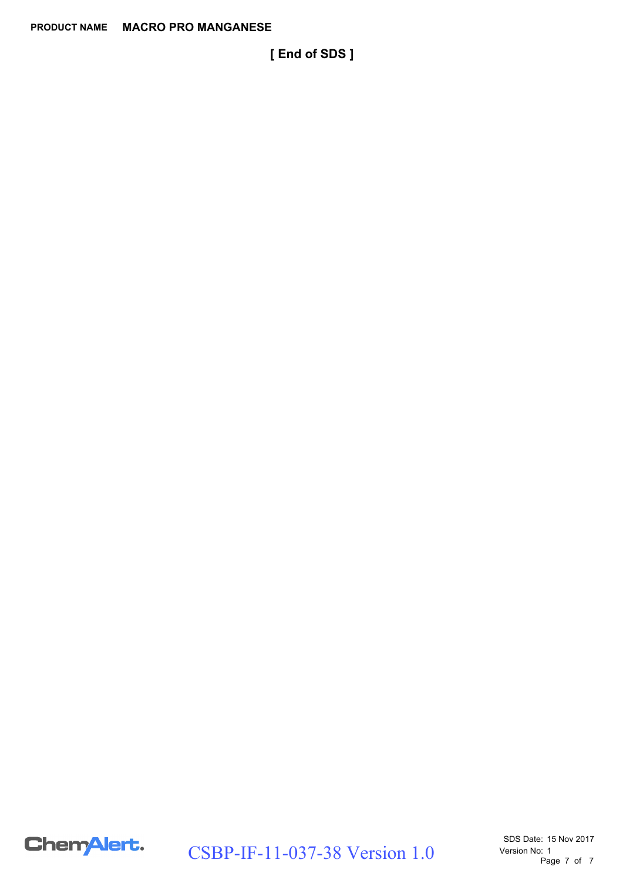[ End of SDS ]